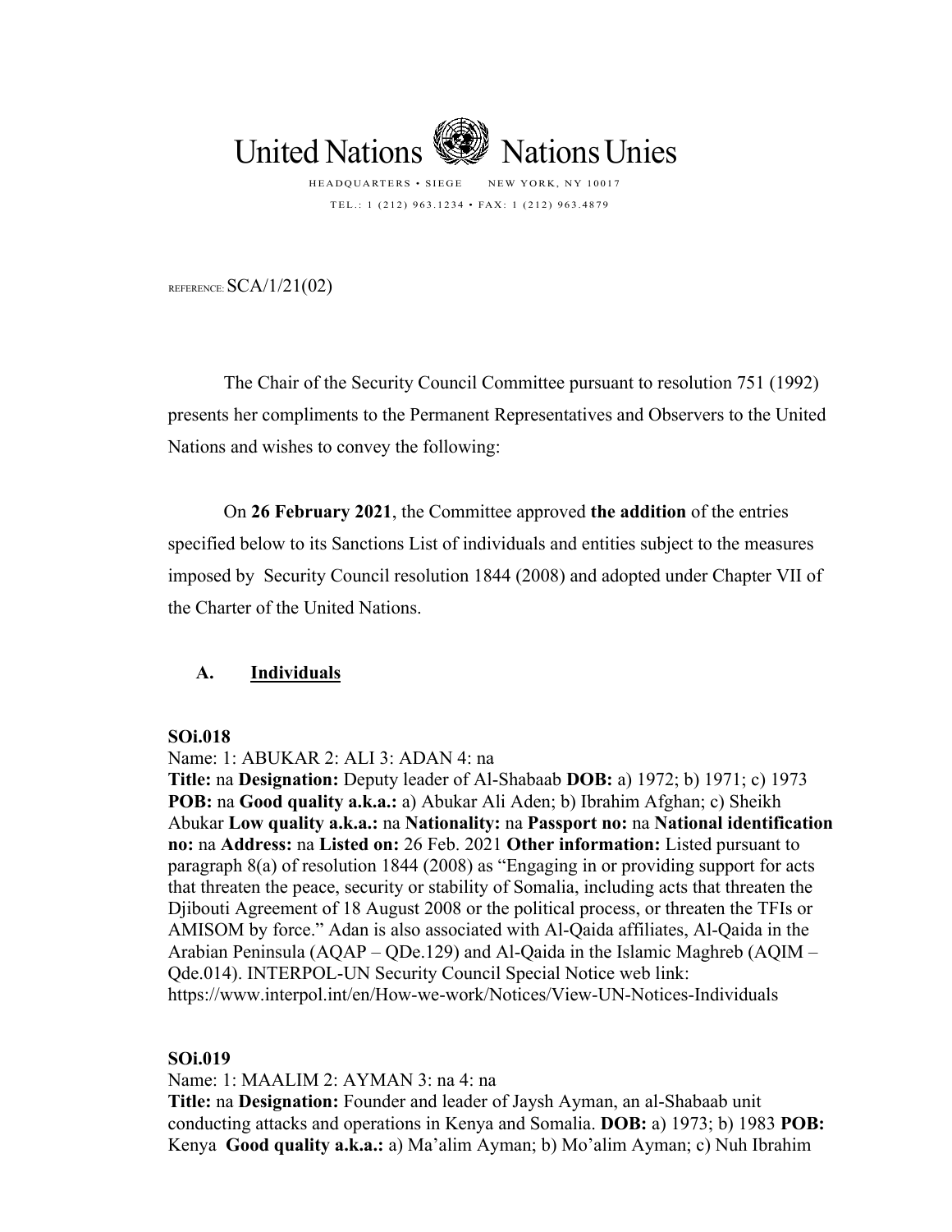# United Nations — Nations Unies

HEADQUARTERS • SIEGE NEW YORK, NY 10017

TEL.: 1 (212) 963.1234 • FAX: 1 (212) 963.4879

REFERENCE: SCA/1/21(02)

The Chair of the Security Council Committee pursuant to resolution 751 (1992) presents her compliments to the Permanent Representatives and Observers to the United Nations and wishes to convey the following:

On **26 February 2021**, the Committee approved **the addition** of the entries specified below to its Sanctions List of individuals and entities subject to the measures imposed by Security Council resolution 1844 (2008) and adopted under Chapter VII of the Charter of the United Nations.

## A. Individuals

**SOi.018**

Name: 1: ABUKAR 2: ALI 3: ADAN 4: na

**Title:** na **Designation:** Deputy leader of Al-Shabaab **DOB:** a) 1972; b) 1971; c) 1973 **POB:** na **Good quality a.k.a.:** a) Abukar Ali Aden; b) Ibrahim Afghan; c) Sheikh Abukar **Low quality a.k.a.:** na **Nationality:** na **Passport no:** na **National identification no:** na **Address:** na **Listed on:** 26 Feb. 2021 **Other information:** Listed pursuant to paragraph 8(a) of resolution 1844 (2008) as "Engaging in or providing support for acts that threaten the peace, security or stability of Somalia, including acts that threaten the Djibouti Agreement of 18 August 2008 or the political process, or threaten the TFIs or AMISOM by force." Adan is also associated with Al-Qaida affiliates, Al-Qaida in the Arabian Peninsula (AQAP – QDe.129) and Al-Qaida in the Islamic Maghreb (AQIM – Qde.014). INTERPOL-UN Security Council Special Notice web link: https://www.interpol.int/en/How-we-work/Notices/View-UN-Notices-Individuals

**SOi.019**

Name: 1: MAALIM 2: AYMAN 3: na 4: na

**Title:** na **Designation:** Founder and leader of Jaysh Ayman, an al-Shabaab unit conducting attacks and operations in Kenya and Somalia. **DOB:** a) 1973; b) 1983 **POB:** Kenya **Good quality a.k.a.:** a) Ma'alim Ayman; b) Mo'alim Ayman; c) Nuh Ibrahim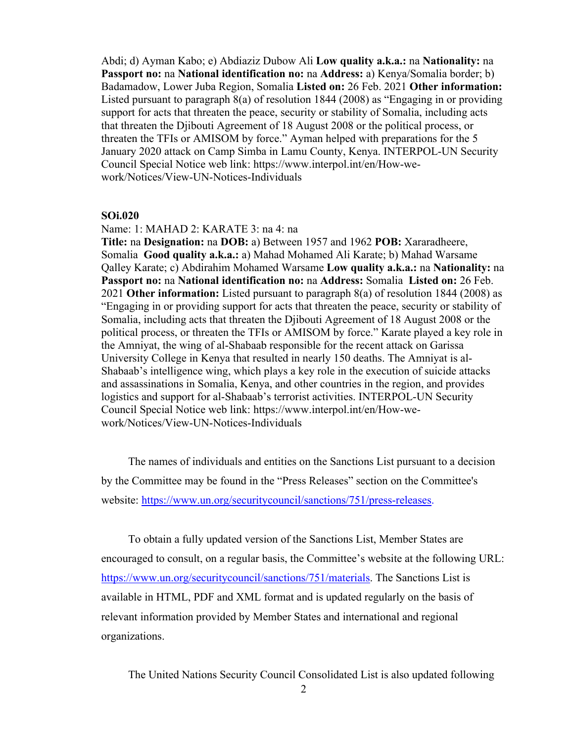Abdi; d) Ayman Kabo; e) Abdiaziz Dubow Ali **Low quality a.k.a.:** na **Nationality:** na **Passport no:** na **National identification no:** na **Address:** a) Kenya/Somalia border; b) Badamadow, Lower Juba Region, Somalia **Listed on:** 26 Feb. 2021 **Other information:** Listed pursuant to paragraph 8(a) of resolution 1844 (2008) as "Engaging in or providing support for acts that threaten the peace, security or stability of Somalia, including acts that threaten the Djibouti Agreement of 18 August 2008 or the political process, or threaten the TFIs or AMISOM by force." Ayman helped with preparations for the 5 January 2020 attack on Camp Simba in Lamu County, Kenya. INTERPOL-UN Security Council Special Notice web link: https://www.interpol.int/en/How-we-work/Notices/View-UN-Notices-Individuals

**SOi.020**

Name: 1: MAHAD 2: KARATE 3: na 4: na

**Title:** na **Designation:** na **DOB:** a) Between 1957 and 1962 **POB:** Xararadheere, Somalia **Good quality a.k.a.:** a) Mahad Mohamed Ali Karate; b) Mahad Warsame Qalley Karate; c) Abdirahim Mohamed Warsame **Low quality a.k.a.:** na **Nationality:** na **Passport no:** na **National identification no:** na **Address:** Somalia **Listed on:** 26 Feb. 2021 **Other information:** Listed pursuant to paragraph 8(a) of resolution 1844 (2008) as "Engaging in or providing support for acts that threaten the peace, security or stability of Somalia, including acts that threaten the Djibouti Agreement of 18 August 2008 or the political process, or threaten the TFIs or AMISOM by force." Karate played a key role in the Amniyat, the wing of al-Shabaab responsible for the recent attack on Garissa University College in Kenya that resulted in nearly 150 deaths. The Amniyat is al-Shabaab's intelligence wing, which plays a key role in the execution of suicide attacks and assassinations in Somalia, Kenya, and other countries in the region, and provides logistics and support for al-Shabaab's terrorist activities. INTERPOL-UN Security Council Special Notice web link: https://www.interpol.int/en/How-we-work/Notices/View-UN-Notices-Individuals

The names of individuals and entities on the Sanctions List pursuant to a decision by the Committee may be found in the "Press Releases" section on the Committee's website: https://www.un.org/securitycouncil/sanctions/751/press-releases.

To obtain a fully updated version of the Sanctions List, Member States are encouraged to consult, on a regular basis, the Committee's website at the following URL: https://www.un.org/securitycouncil/sanctions/751/materials. The Sanctions List is available in HTML, PDF and XML format and is updated regularly on the basis of relevant information provided by Member States and international and regional organizations.

The United Nations Security Council Consolidated List is also updated following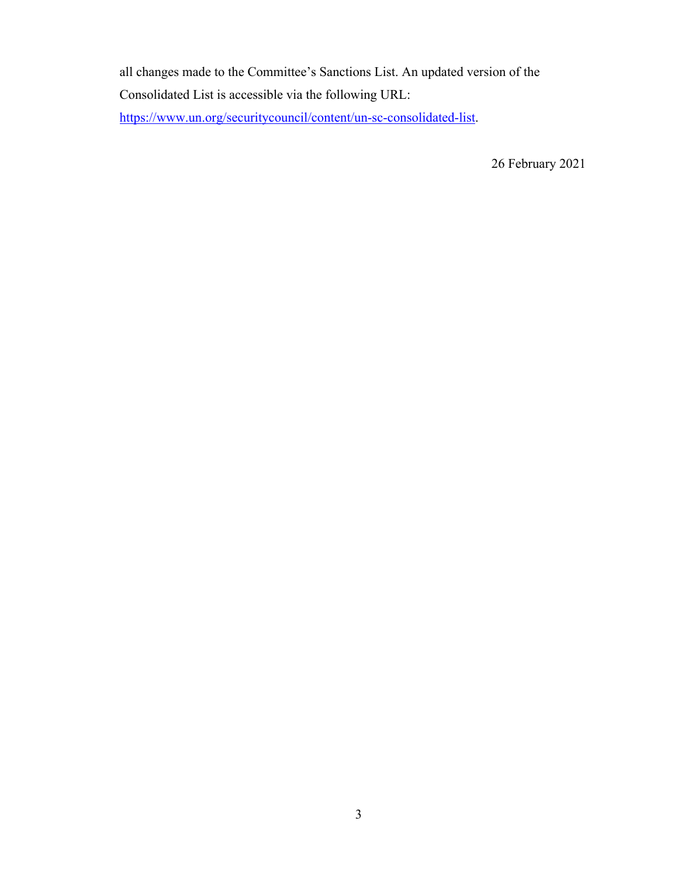all changes made to the Committee's Sanctions List. An updated version of the Consolidated List is accessible via the following URL: https://www.un.org/securitycouncil/content/un-sc-consolidated-list.

26 February 2021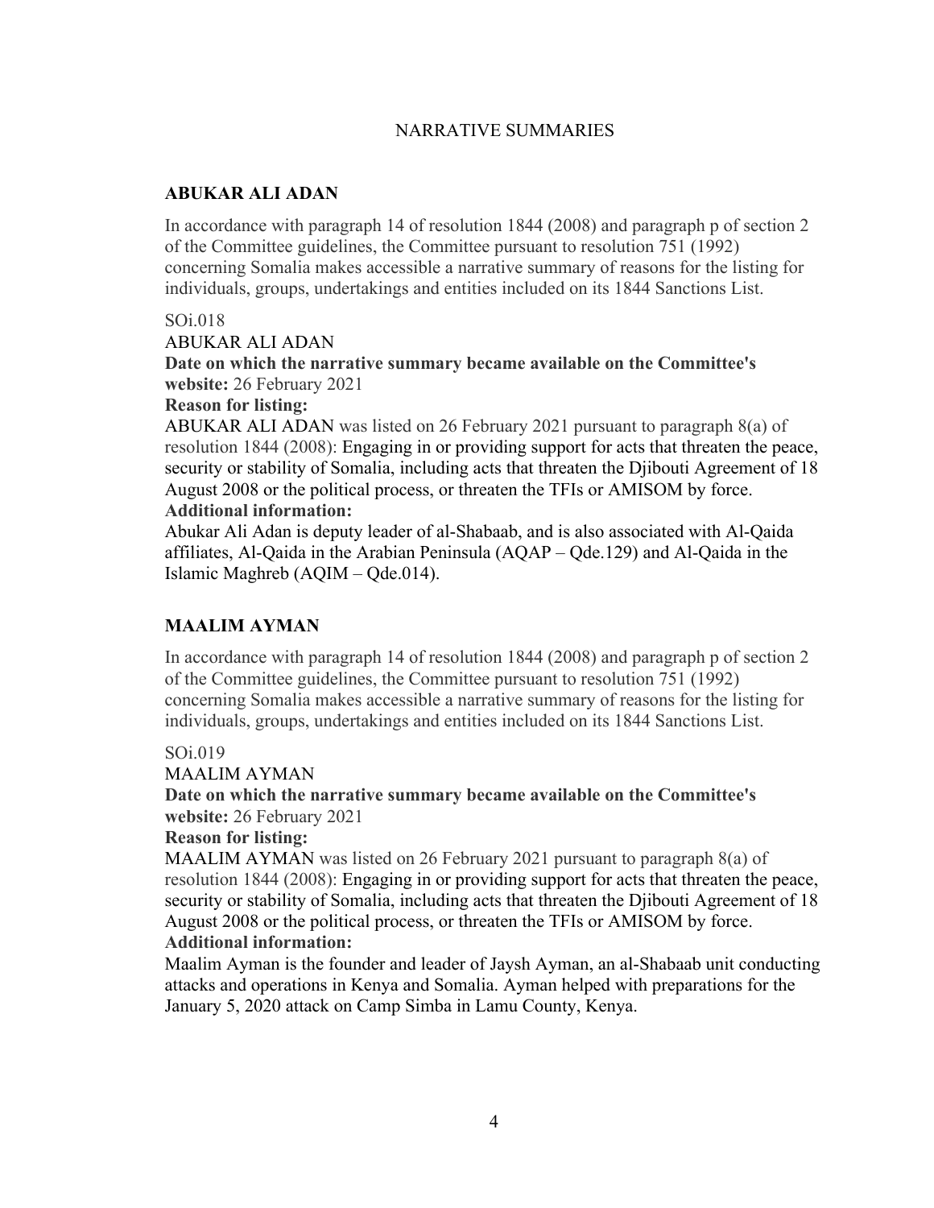NARRATIVE SUMMARIES

## ABUKAR ALI ADAN

In accordance with paragraph 14 of resolution 1844 (2008) and paragraph p of section 2 of the Committee guidelines, the Committee pursuant to resolution 751 (1992) concerning Somalia makes accessible a narrative summary of reasons for the listing for individuals, groups, undertakings and entities included on its 1844 Sanctions List.

SOi.018

ABUKAR ALI ADAN

**Date on which the narrative summary became available on the Committee's website:** 26 February 2021

**Reason for listing:**

ABUKAR ALI ADAN was listed on 26 February 2021 pursuant to paragraph 8(a) of resolution 1844 (2008): Engaging in or providing support for acts that threaten the peace, security or stability of Somalia, including acts that threaten the Djibouti Agreement of 18 August 2008 or the political process, or threaten the TFIs or AMISOM by force.

**Additional information:**

Abukar Ali Adan is deputy leader of al-Shabaab, and is also associated with Al-Qaida affiliates, Al-Qaida in the Arabian Peninsula (AQAP – Qde.129) and Al-Qaida in the Islamic Maghreb (AQIM – Qde.014).

## MAALIM AYMAN

In accordance with paragraph 14 of resolution 1844 (2008) and paragraph p of section 2 of the Committee guidelines, the Committee pursuant to resolution 751 (1992) concerning Somalia makes accessible a narrative summary of reasons for the listing for individuals, groups, undertakings and entities included on its 1844 Sanctions List.

SOi.019

MAALIM AYMAN

**Date on which the narrative summary became available on the Committee's website:** 26 February 2021

**Reason for listing:**

MAALIM AYMAN was listed on 26 February 2021 pursuant to paragraph 8(a) of resolution 1844 (2008): Engaging in or providing support for acts that threaten the peace, security or stability of Somalia, including acts that threaten the Djibouti Agreement of 18 August 2008 or the political process, or threaten the TFIs or AMISOM by force.

**Additional information:**

Maalim Ayman is the founder and leader of Jaysh Ayman, an al-Shabaab unit conducting attacks and operations in Kenya and Somalia. Ayman helped with preparations for the January 5, 2020 attack on Camp Simba in Lamu County, Kenya.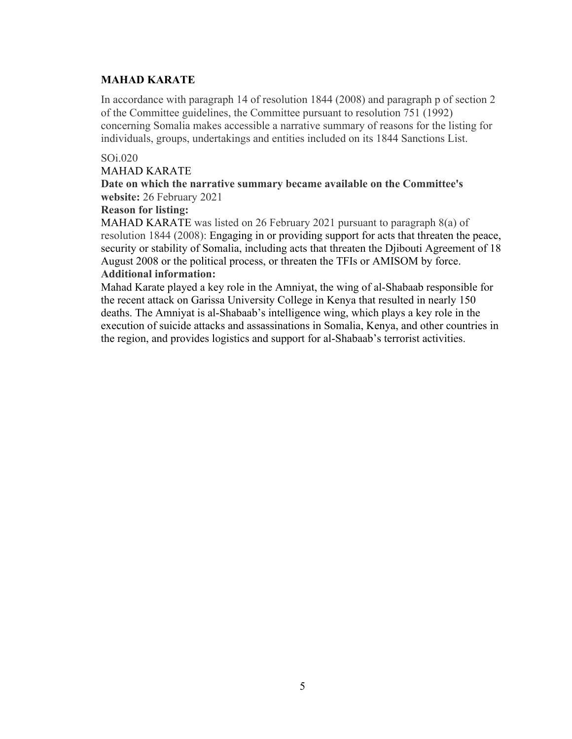## MAHAD KARATE

In accordance with paragraph 14 of resolution 1844 (2008) and paragraph p of section 2 of the Committee guidelines, the Committee pursuant to resolution 751 (1992) concerning Somalia makes accessible a narrative summary of reasons for the listing for individuals, groups, undertakings and entities included on its 1844 Sanctions List.

SOi.020

MAHAD KARATE

**Date on which the narrative summary became available on the Committee's website:** 26 February 2021

**Reason for listing:**

MAHAD KARATE was listed on 26 February 2021 pursuant to paragraph 8(a) of resolution 1844 (2008): Engaging in or providing support for acts that threaten the peace, security or stability of Somalia, including acts that threaten the Djibouti Agreement of 18 August 2008 or the political process, or threaten the TFIs or AMISOM by force.

**Additional information:**

Mahad Karate played a key role in the Amniyat, the wing of al-Shabaab responsible for the recent attack on Garissa University College in Kenya that resulted in nearly 150 deaths. The Amniyat is al-Shabaab's intelligence wing, which plays a key role in the execution of suicide attacks and assassinations in Somalia, Kenya, and other countries in the region, and provides logistics and support for al-Shabaab's terrorist activities.